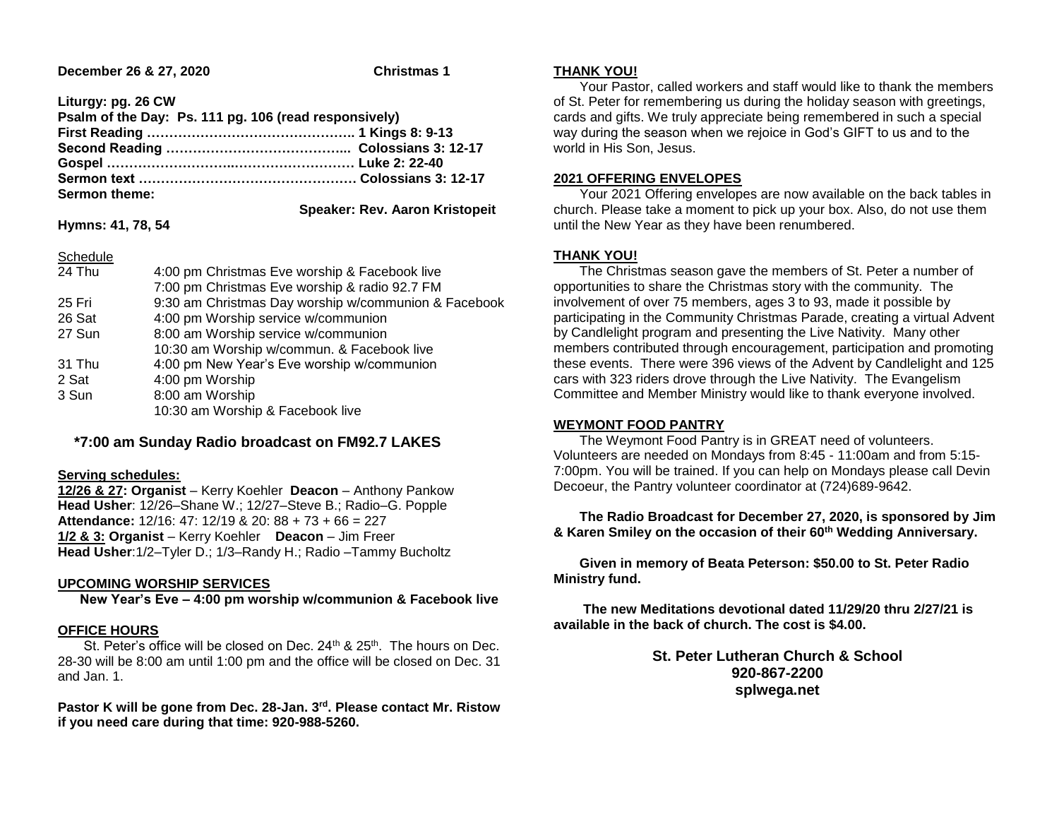**December 26 & 27, 2020** **Christmas 1**

**Liturgy: pg. 26 CW**
**Psalm of the Day: Ps. 111 pg. 106 (read responsively)**
**First Reading ……………………………………….. 1 Kings 8: 9-13**
**Second Reading …………………………………... Colossians 3: 12-17**
**Gospel ……………………..……………………… Luke 2: 22-40**
**Sermon text ………………………………………… Colossians 3: 12-17**
**Sermon theme:**
**Speaker: Rev. Aaron Kristopeit**

**Hymns: 41, 78, 54**

Schedule

| | |
|---|---|
| 24 Thu | 4:00 pm Christmas Eve worship & Facebook live |
| | 7:00 pm Christmas Eve worship & radio 92.7 FM |
| 25 Fri | 9:30 am Christmas Day worship w/communion & Facebook |
| 26 Sat | 4:00 pm Worship service w/communion |
| 27 Sun | 8:00 am Worship service w/communion |
| | 10:30 am Worship w/commun. & Facebook live |
| 31 Thu | 4:00 pm New Year's Eve worship w/communion |
| 2 Sat | 4:00 pm Worship |
| 3 Sun | 8:00 am Worship |
| | 10:30 am Worship & Facebook live |

**\*7:00 am Sunday Radio broadcast on FM92.7 LAKES**

**Serving schedules:**
**12/26 & 27: Organist** – Kerry Koehler **Deacon** – Anthony Pankow
**Head Usher**: 12/26–Shane W.; 12/27–Steve B.; Radio–G. Popple
**Attendance:** 12/16: 47: 12/19 & 20: 88 + 73 + 66 = 227
**1/2 & 3: Organist** – Kerry Koehler **Deacon** – Jim Freer
**Head Usher**:1/2–Tyler D.; 1/3–Randy H.; Radio –Tammy Bucholtz

**UPCOMING WORSHIP SERVICES**

**New Year's Eve – 4:00 pm worship w/communion & Facebook live**

**OFFICE HOURS**

St. Peter's office will be closed on Dec. 24th & 25th. The hours on Dec. 28-30 will be 8:00 am until 1:00 pm and the office will be closed on Dec. 31 and Jan. 1.

**Pastor K will be gone from Dec. 28-Jan. 3rd. Please contact Mr. Ristow if you need care during that time: 920-988-5260.**

**THANK YOU!**

Your Pastor, called workers and staff would like to thank the members of St. Peter for remembering us during the holiday season with greetings, cards and gifts. We truly appreciate being remembered in such a special way during the season when we rejoice in God's GIFT to us and to the world in His Son, Jesus.

**2021 OFFERING ENVELOPES**

Your 2021 Offering envelopes are now available on the back tables in church. Please take a moment to pick up your box. Also, do not use them until the New Year as they have been renumbered.

**THANK YOU!**

The Christmas season gave the members of St. Peter a number of opportunities to share the Christmas story with the community. The involvement of over 75 members, ages 3 to 93, made it possible by participating in the Community Christmas Parade, creating a virtual Advent by Candlelight program and presenting the Live Nativity. Many other members contributed through encouragement, participation and promoting these events. There were 396 views of the Advent by Candlelight and 125 cars with 323 riders drove through the Live Nativity. The Evangelism Committee and Member Ministry would like to thank everyone involved.

**WEYMONT FOOD PANTRY**

The Weymont Food Pantry is in GREAT need of volunteers. Volunteers are needed on Mondays from 8:45 - 11:00am and from 5:15-7:00pm. You will be trained. If you can help on Mondays please call Devin Decoeur, the Pantry volunteer coordinator at (724)689-9642.

**The Radio Broadcast for December 27, 2020, is sponsored by Jim & Karen Smiley on the occasion of their 60th Wedding Anniversary.**

**Given in memory of Beata Peterson: $50.00 to St. Peter Radio Ministry fund.**

**The new Meditations devotional dated 11/29/20 thru 2/27/21 is available in the back of church. The cost is $4.00.**

**St. Peter Lutheran Church & School**
**920-867-2200**
**splwega.net**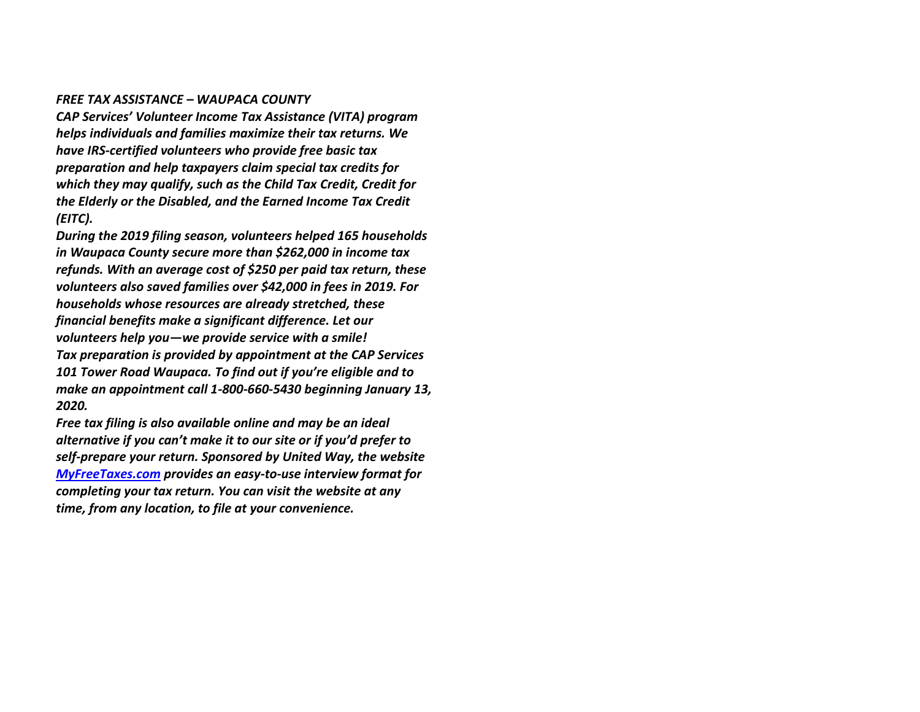***FREE TAX ASSISTANCE – WAUPACA COUNTY***

***CAP Services' Volunteer Income Tax Assistance (VITA) program helps individuals and families maximize their tax returns. We have IRS-certified volunteers who provide free basic tax preparation and help taxpayers claim special tax credits for which they may qualify, such as the Child Tax Credit, Credit for the Elderly or the Disabled, and the Earned Income Tax Credit (EITC).***

***During the 2019 filing season, volunteers helped 165 households in Waupaca County secure more than $262,000 in income tax refunds. With an average cost of $250 per paid tax return, these volunteers also saved families over $42,000 in fees in 2019. For households whose resources are already stretched, these financial benefits make a significant difference. Let our volunteers help you—we provide service with a smile!***

***Tax preparation is provided by appointment at the CAP Services 101 Tower Road Waupaca. To find out if you're eligible and to make an appointment call 1-800-660-5430 beginning January 13, 2020.***

***Free tax filing is also available online and may be an ideal alternative if you can't make it to our site or if you'd prefer to self-prepare your return. Sponsored by United Way, the website [MyFreeTaxes.com](http://MyFreeTaxes.com) provides an easy-to-use interview format for completing your tax return. You can visit the website at any time, from any location, to file at your convenience.***